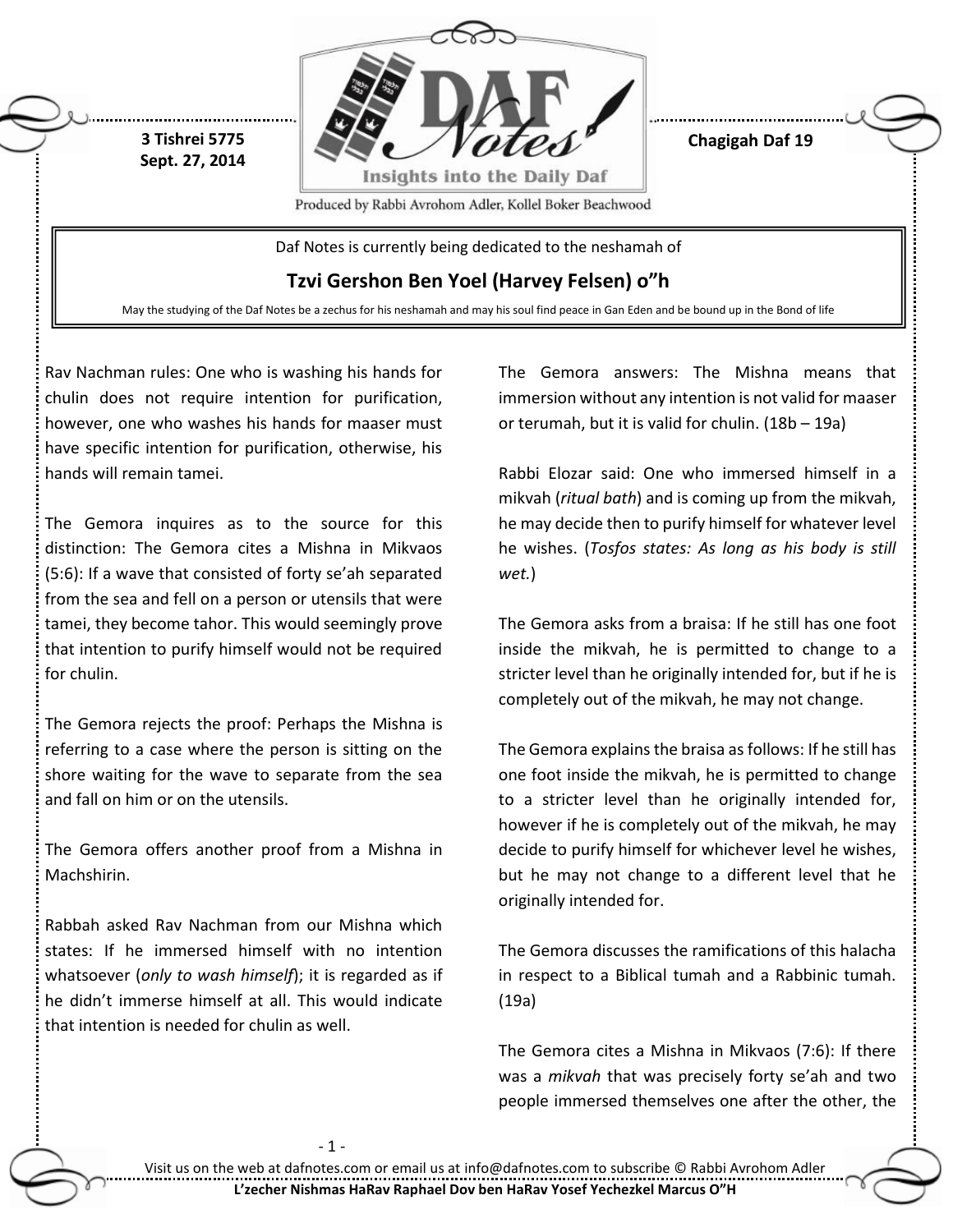3 Tishrei 5775
Sept. 27, 2014

**Chagigah Daf 19**

Daf Notes is currently being dedicated to the neshamah of

## Tzvi Gershon Ben Yoel (Harvey Felsen) o"h

May the studying of the Daf Notes be a zechus for his neshamah and may his soul find peace in Gan Eden and be bound up in the Bond of life

Rav Nachman rules: One who is washing his hands for chulin does not require intention for purification, however, one who washes his hands for maaser must have specific intention for purification, otherwise, his hands will remain tamei.

The Gemora inquires as to the source for this distinction: The Gemora cites a Mishna in Mikvaos (5:6): If a wave that consisted of forty se'ah separated from the sea and fell on a person or utensils that were tamei, they become tahor. This would seemingly prove that intention to purify himself would not be required for chulin.

The Gemora rejects the proof: Perhaps the Mishna is referring to a case where the person is sitting on the shore waiting for the wave to separate from the sea and fall on him or on the utensils.

The Gemora offers another proof from a Mishna in Machshirin.

Rabbah asked Rav Nachman from our Mishna which states: If he immersed himself with no intention whatsoever (*only to wash himself*); it is regarded as if he didn't immerse himself at all. This would indicate that intention is needed for chulin as well.

The Gemora answers: The Mishna means that immersion without any intention is not valid for maaser or terumah, but it is valid for chulin. (18b – 19a)

Rabbi Elozar said: One who immersed himself in a mikvah (*ritual bath*) and is coming up from the mikvah, he may decide then to purify himself for whatever level he wishes. (*Tosfos states: As long as his body is still wet.*)

The Gemora asks from a braisa: If he still has one foot inside the mikvah, he is permitted to change to a stricter level than he originally intended for, but if he is completely out of the mikvah, he may not change.

The Gemora explains the braisa as follows: If he still has one foot inside the mikvah, he is permitted to change to a stricter level than he originally intended for, however if he is completely out of the mikvah, he may decide to purify himself for whichever level he wishes, but he may not change to a different level that he originally intended for.

The Gemora discusses the ramifications of this halacha in respect to a Biblical tumah and a Rabbinic tumah. (19a)

The Gemora cites a Mishna in Mikvaos (7:6): If there was a *mikvah* that was precisely forty se'ah and two people immersed themselves one after the other, the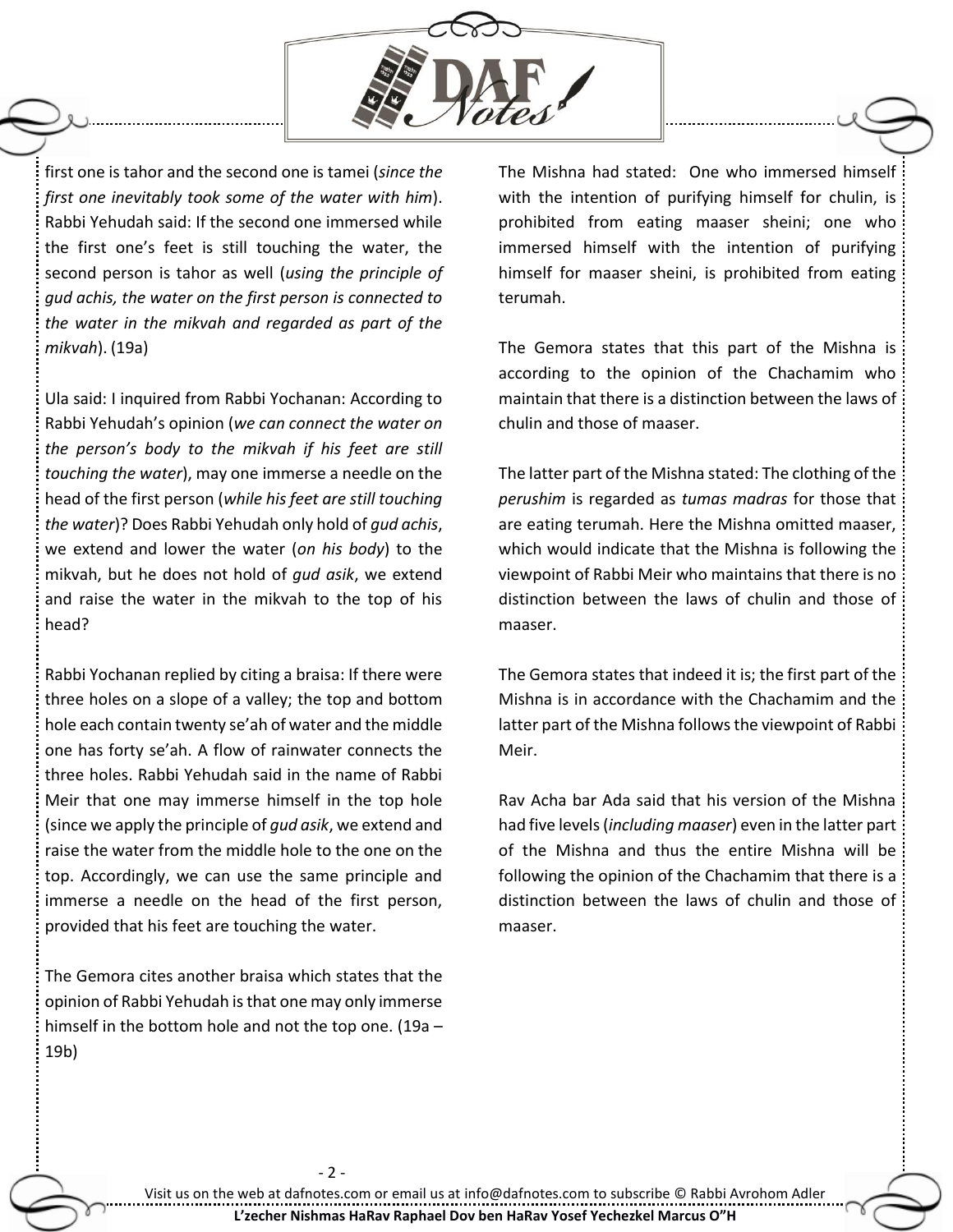first one is tahor and the second one is tamei (*since the first one inevitably took some of the water with him*). Rabbi Yehudah said: If the second one immersed while the first one's feet is still touching the water, the second person is tahor as well (*using the principle of gud achis, the water on the first person is connected to the water in the mikvah and regarded as part of the mikvah*). (19a)

Ula said: I inquired from Rabbi Yochanan: According to Rabbi Yehudah's opinion (*we can connect the water on the person's body to the mikvah if his feet are still touching the water*), may one immerse a needle on the head of the first person (*while his feet are still touching the water*)? Does Rabbi Yehudah only hold of *gud achis*, we extend and lower the water (*on his body*) to the mikvah, but he does not hold of *gud asik*, we extend and raise the water in the mikvah to the top of his head?

Rabbi Yochanan replied by citing a braisa: If there were three holes on a slope of a valley; the top and bottom hole each contain twenty se'ah of water and the middle one has forty se'ah. A flow of rainwater connects the three holes. Rabbi Yehudah said in the name of Rabbi Meir that one may immerse himself in the top hole (since we apply the principle of *gud asik*, we extend and raise the water from the middle hole to the one on the top. Accordingly, we can use the same principle and immerse a needle on the head of the first person, provided that his feet are touching the water.

The Gemora cites another braisa which states that the opinion of Rabbi Yehudah is that one may only immerse himself in the bottom hole and not the top one. (19a – 19b)

The Mishna had stated: One who immersed himself with the intention of purifying himself for chulin, is prohibited from eating maaser sheini; one who immersed himself with the intention of purifying himself for maaser sheini, is prohibited from eating terumah.

The Gemora states that this part of the Mishna is according to the opinion of the Chachamim who maintain that there is a distinction between the laws of chulin and those of maaser.

The latter part of the Mishna stated: The clothing of the *perushim* is regarded as *tumas madras* for those that are eating terumah. Here the Mishna omitted maaser, which would indicate that the Mishna is following the viewpoint of Rabbi Meir who maintains that there is no distinction between the laws of chulin and those of maaser.

The Gemora states that indeed it is; the first part of the Mishna is in accordance with the Chachamim and the latter part of the Mishna follows the viewpoint of Rabbi Meir.

Rav Acha bar Ada said that his version of the Mishna had five levels (*including maaser*) even in the latter part of the Mishna and thus the entire Mishna will be following the opinion of the Chachamim that there is a distinction between the laws of chulin and those of maaser.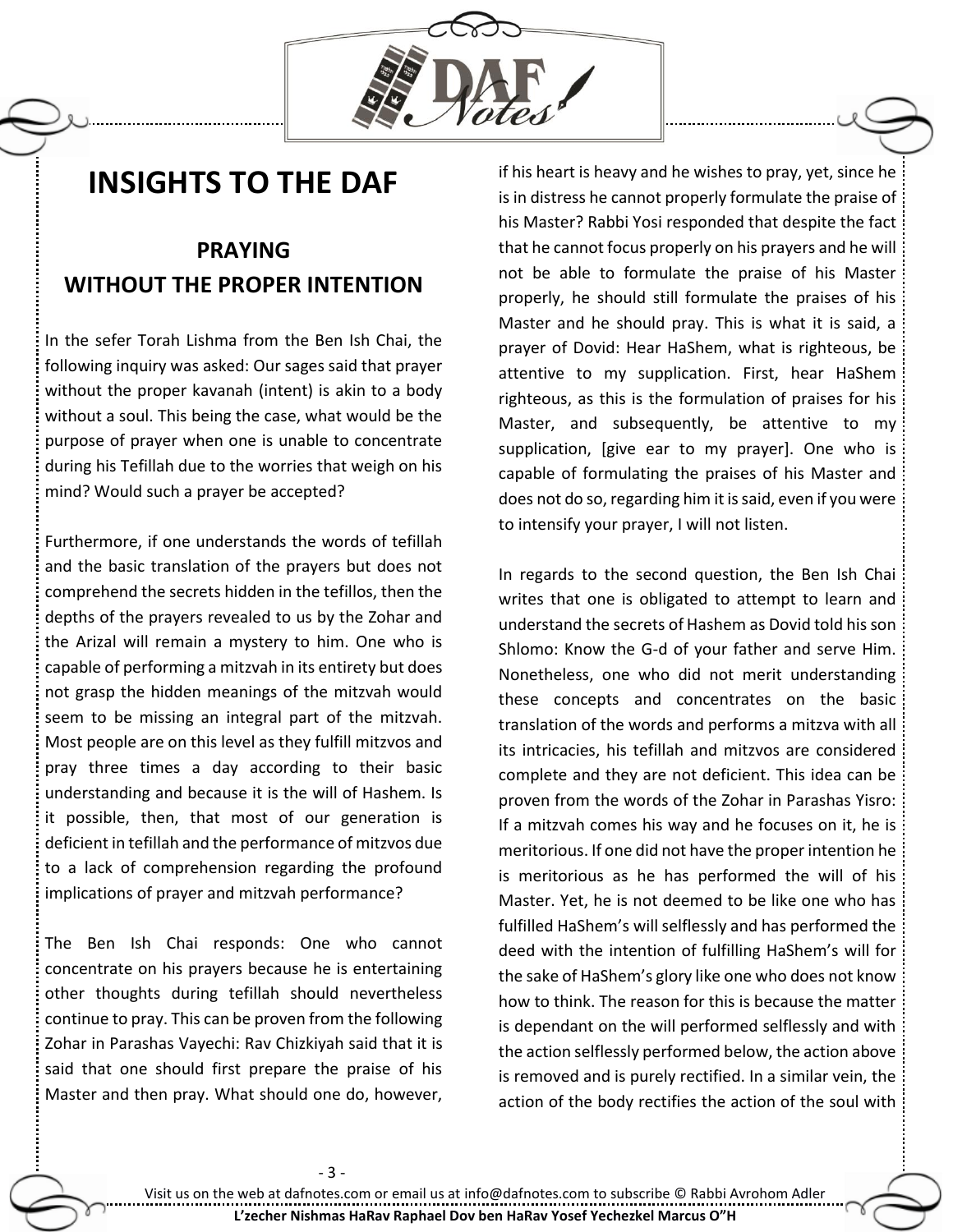# INSIGHTS TO THE DAF

## PRAYING WITHOUT THE PROPER INTENTION

In the sefer Torah Lishma from the Ben Ish Chai, the following inquiry was asked: Our sages said that prayer without the proper kavanah (intent) is akin to a body without a soul. This being the case, what would be the purpose of prayer when one is unable to concentrate during his Tefillah due to the worries that weigh on his mind? Would such a prayer be accepted?

Furthermore, if one understands the words of tefillah and the basic translation of the prayers but does not comprehend the secrets hidden in the tefillos, then the depths of the prayers revealed to us by the Zohar and the Arizal will remain a mystery to him. One who is capable of performing a mitzvah in its entirety but does not grasp the hidden meanings of the mitzvah would seem to be missing an integral part of the mitzvah. Most people are on this level as they fulfill mitzvos and pray three times a day according to their basic understanding and because it is the will of Hashem. Is it possible, then, that most of our generation is deficient in tefillah and the performance of mitzvos due to a lack of comprehension regarding the profound implications of prayer and mitzvah performance?

The Ben Ish Chai responds: One who cannot concentrate on his prayers because he is entertaining other thoughts during tefillah should nevertheless continue to pray. This can be proven from the following Zohar in Parashas Vayechi: Rav Chizkiyah said that it is said that one should first prepare the praise of his Master and then pray. What should one do, however, if his heart is heavy and he wishes to pray, yet, since he is in distress he cannot properly formulate the praise of his Master? Rabbi Yosi responded that despite the fact that he cannot focus properly on his prayers and he will not be able to formulate the praise of his Master properly, he should still formulate the praises of his Master and he should pray. This is what it is said, a prayer of Dovid: Hear HaShem, what is righteous, be attentive to my supplication. First, hear HaShem righteous, as this is the formulation of praises for his Master, and subsequently, be attentive to my supplication, [give ear to my prayer]. One who is capable of formulating the praises of his Master and does not do so, regarding him it is said, even if you were to intensify your prayer, I will not listen.

In regards to the second question, the Ben Ish Chai writes that one is obligated to attempt to learn and understand the secrets of Hashem as Dovid told his son Shlomo: Know the G-d of your father and serve Him. Nonetheless, one who did not merit understanding these concepts and concentrates on the basic translation of the words and performs a mitzva with all its intricacies, his tefillah and mitzvos are considered complete and they are not deficient. This idea can be proven from the words of the Zohar in Parashas Yisro: If a mitzvah comes his way and he focuses on it, he is meritorious. If one did not have the proper intention he is meritorious as he has performed the will of his Master. Yet, he is not deemed to be like one who has fulfilled HaShem's will selflessly and has performed the deed with the intention of fulfilling HaShem's will for the sake of HaShem's glory like one who does not know how to think. The reason for this is because the matter is dependant on the will performed selflessly and with the action selflessly performed below, the action above is removed and is purely rectified. In a similar vein, the action of the body rectifies the action of the soul with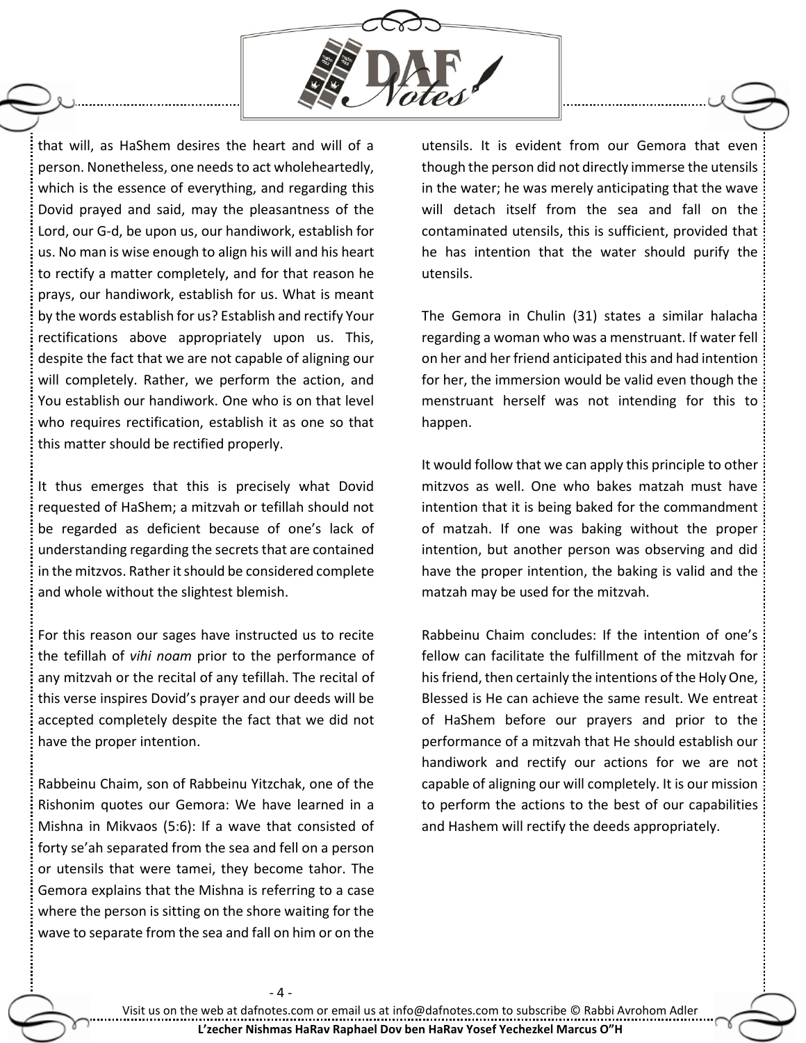that will, as HaShem desires the heart and will of a person. Nonetheless, one needs to act wholeheartedly, which is the essence of everything, and regarding this Dovid prayed and said, may the pleasantness of the Lord, our G-d, be upon us, our handiwork, establish for us. No man is wise enough to align his will and his heart to rectify a matter completely, and for that reason he prays, our handiwork, establish for us. What is meant by the words establish for us? Establish and rectify Your rectifications above appropriately upon us. This, despite the fact that we are not capable of aligning our will completely. Rather, we perform the action, and You establish our handiwork. One who is on that level who requires rectification, establish it as one so that this matter should be rectified properly.

It thus emerges that this is precisely what Dovid requested of HaShem; a mitzvah or tefillah should not be regarded as deficient because of one's lack of understanding regarding the secrets that are contained in the mitzvos. Rather it should be considered complete and whole without the slightest blemish.

For this reason our sages have instructed us to recite the tefillah of *vihi noam* prior to the performance of any mitzvah or the recital of any tefillah. The recital of this verse inspires Dovid's prayer and our deeds will be accepted completely despite the fact that we did not have the proper intention.

Rabbeinu Chaim, son of Rabbeinu Yitzchak, one of the Rishonim quotes our Gemora: We have learned in a Mishna in Mikvaos (5:6): If a wave that consisted of forty se'ah separated from the sea and fell on a person or utensils that were tamei, they become tahor. The Gemora explains that the Mishna is referring to a case where the person is sitting on the shore waiting for the wave to separate from the sea and fall on him or on the utensils. It is evident from our Gemora that even though the person did not directly immerse the utensils in the water; he was merely anticipating that the wave will detach itself from the sea and fall on the contaminated utensils, this is sufficient, provided that he has intention that the water should purify the utensils.

The Gemora in Chulin (31) states a similar halacha regarding a woman who was a menstruant. If water fell on her and her friend anticipated this and had intention for her, the immersion would be valid even though the menstruant herself was not intending for this to happen.

It would follow that we can apply this principle to other mitzvos as well. One who bakes matzah must have intention that it is being baked for the commandment of matzah. If one was baking without the proper intention, but another person was observing and did have the proper intention, the baking is valid and the matzah may be used for the mitzvah.

Rabbeinu Chaim concludes: If the intention of one's fellow can facilitate the fulfillment of the mitzvah for his friend, then certainly the intentions of the Holy One, Blessed is He can achieve the same result. We entreat of HaShem before our prayers and prior to the performance of a mitzvah that He should establish our handiwork and rectify our actions for we are not capable of aligning our will completely. It is our mission to perform the actions to the best of our capabilities and Hashem will rectify the deeds appropriately.

Visit us on the web at dafnotes.com or email us at info@dafnotes.com to subscribe © Rabbi Avrohom Adler

**L'zecher Nishmas HaRav Raphael Dov ben HaRav Yosef Yechezkel Marcus O"H**